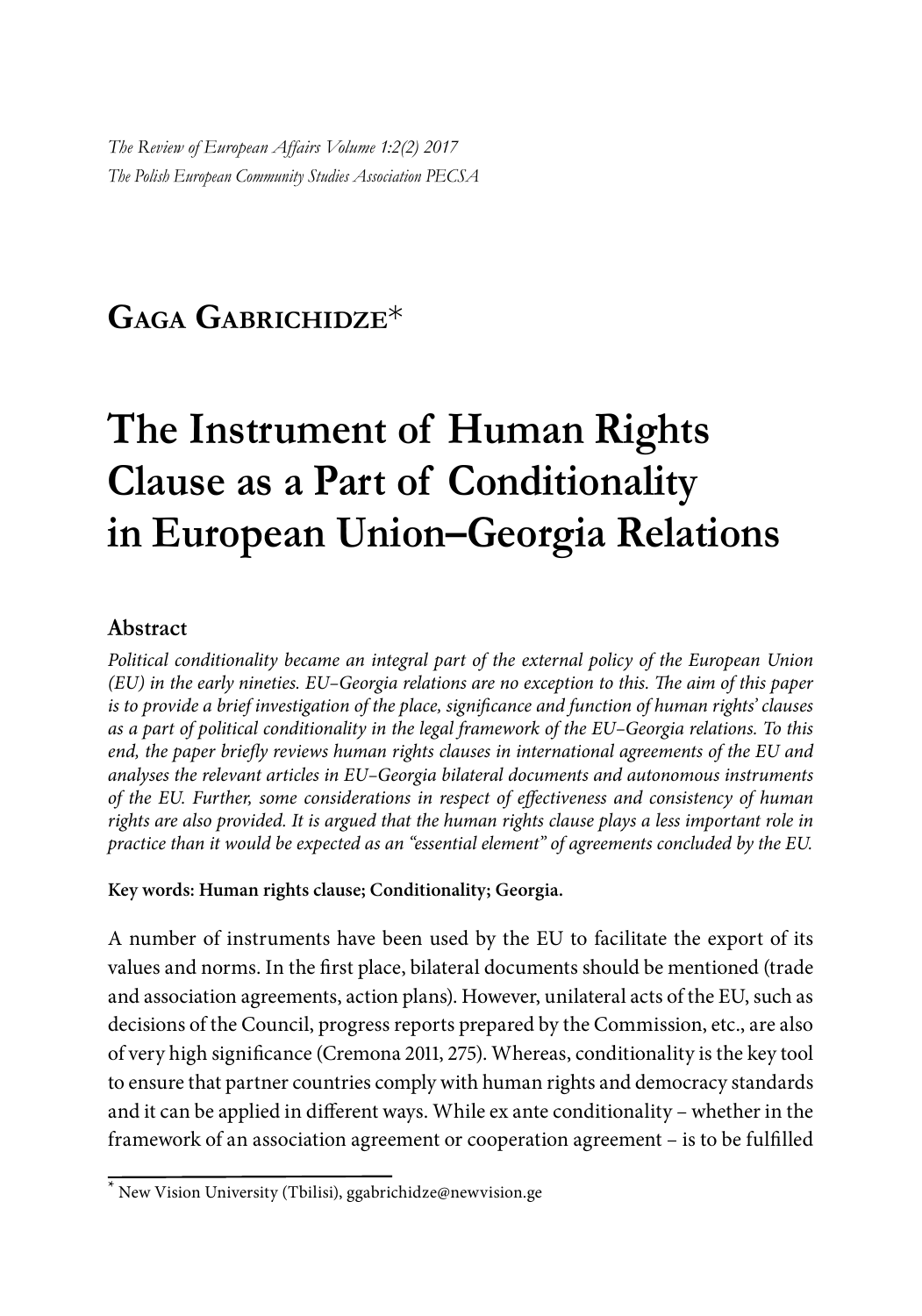*The Review of European Affairs Volume 1:2(2) 2017*
*The Polish European Community Studies Association PECSA*

**Gaga Gabrichidze***

# The Instrument of Human Rights Clause as a Part of Conditionality in European Union–Georgia Relations

### Abstract

*Political conditionality became an integral part of the external policy of the European Union (EU) in the early nineties. EU–Georgia relations are no exception to this. The aim of this paper is to provide a brief investigation of the place, significance and function of human rights' clauses as a part of political conditionality in the legal framework of the EU–Georgia relations. To this end, the paper briefly reviews human rights clauses in international agreements of the EU and analyses the relevant articles in EU–Georgia bilateral documents and autonomous instruments of the EU. Further, some considerations in respect of effectiveness and consistency of human rights are also provided. It is argued that the human rights clause plays a less important role in practice than it would be expected as an "essential element" of agreements concluded by the EU.*

**Key words: Human rights clause; Conditionality; Georgia.**

A number of instruments have been used by the EU to facilitate the export of its values and norms. In the first place, bilateral documents should be mentioned (trade and association agreements, action plans). However, unilateral acts of the EU, such as decisions of the Council, progress reports prepared by the Commission, etc., are also of very high significance (Cremona 2011, 275). Whereas, conditionality is the key tool to ensure that partner countries comply with human rights and democracy standards and it can be applied in different ways. While ex ante conditionality – whether in the framework of an association agreement or cooperation agreement – is to be fulfilled

\* New Vision University (Tbilisi), ggabrichidze@newvision.ge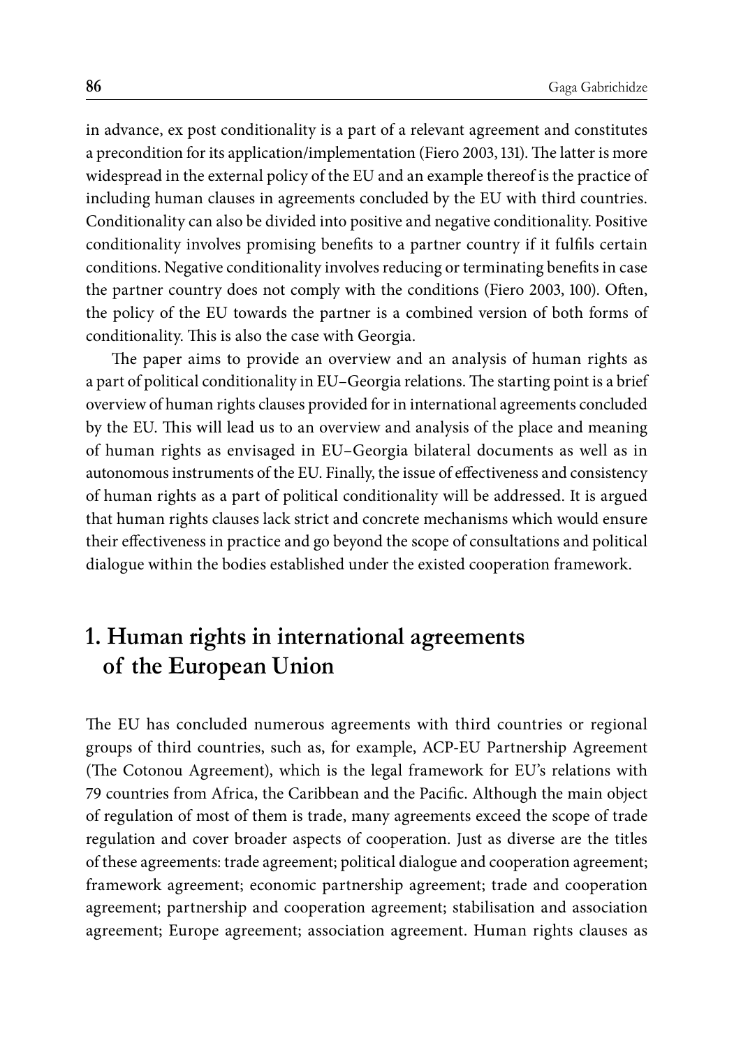in advance, ex post conditionality is a part of a relevant agreement and constitutes a precondition for its application/implementation (Fiero 2003, 131). The latter is more widespread in the external policy of the EU and an example thereof is the practice of including human clauses in agreements concluded by the EU with third countries. Conditionality can also be divided into positive and negative conditionality. Positive conditionality involves promising benefits to a partner country if it fulfils certain conditions. Negative conditionality involves reducing or terminating benefits in case the partner country does not comply with the conditions (Fiero 2003, 100). Often, the policy of the EU towards the partner is a combined version of both forms of conditionality. This is also the case with Georgia.

The paper aims to provide an overview and an analysis of human rights as a part of political conditionality in EU–Georgia relations. The starting point is a brief overview of human rights clauses provided for in international agreements concluded by the EU. This will lead us to an overview and analysis of the place and meaning of human rights as envisaged in EU–Georgia bilateral documents as well as in autonomous instruments of the EU. Finally, the issue of effectiveness and consistency of human rights as a part of political conditionality will be addressed. It is argued that human rights clauses lack strict and concrete mechanisms which would ensure their effectiveness in practice and go beyond the scope of consultations and political dialogue within the bodies established under the existed cooperation framework.

## 1. Human rights in international agreements of the European Union

The EU has concluded numerous agreements with third countries or regional groups of third countries, such as, for example, ACP-EU Partnership Agreement (The Cotonou Agreement), which is the legal framework for EU's relations with 79 countries from Africa, the Caribbean and the Pacific. Although the main object of regulation of most of them is trade, many agreements exceed the scope of trade regulation and cover broader aspects of cooperation. Just as diverse are the titles of these agreements: trade agreement; political dialogue and cooperation agreement; framework agreement; economic partnership agreement; trade and cooperation agreement; partnership and cooperation agreement; stabilisation and association agreement; Europe agreement; association agreement. Human rights clauses as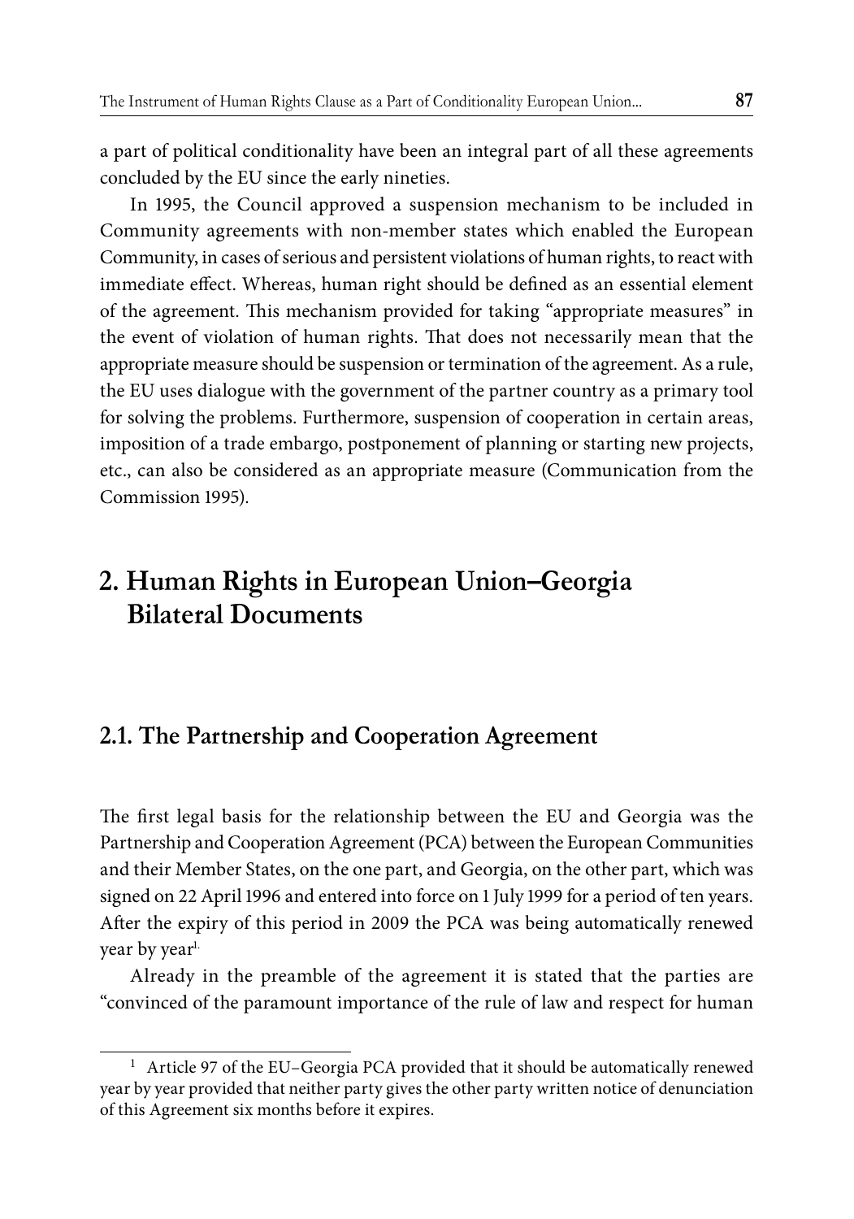a part of political conditionality have been an integral part of all these agreements concluded by the EU since the early nineties.

In 1995, the Council approved a suspension mechanism to be included in Community agreements with non-member states which enabled the European Community, in cases of serious and persistent violations of human rights, to react with immediate effect. Whereas, human right should be defined as an essential element of the agreement. This mechanism provided for taking "appropriate measures" in the event of violation of human rights. That does not necessarily mean that the appropriate measure should be suspension or termination of the agreement. As a rule, the EU uses dialogue with the government of the partner country as a primary tool for solving the problems. Furthermore, suspension of cooperation in certain areas, imposition of a trade embargo, postponement of planning or starting new projects, etc., can also be considered as an appropriate measure (Communication from the Commission 1995).

## 2. Human Rights in European Union–Georgia Bilateral Documents

### 2.1. The Partnership and Cooperation Agreement

The first legal basis for the relationship between the EU and Georgia was the Partnership and Cooperation Agreement (PCA) between the European Communities and their Member States, on the one part, and Georgia, on the other part, which was signed on 22 April 1996 and entered into force on 1 July 1999 for a period of ten years. After the expiry of this period in 2009 the PCA was being automatically renewed year by year[1].

Already in the preamble of the agreement it is stated that the parties are "convinced of the paramount importance of the rule of law and respect for human

---

[1] Article 97 of the EU–Georgia PCA provided that it should be automatically renewed year by year provided that neither party gives the other party written notice of denunciation of this Agreement six months before it expires.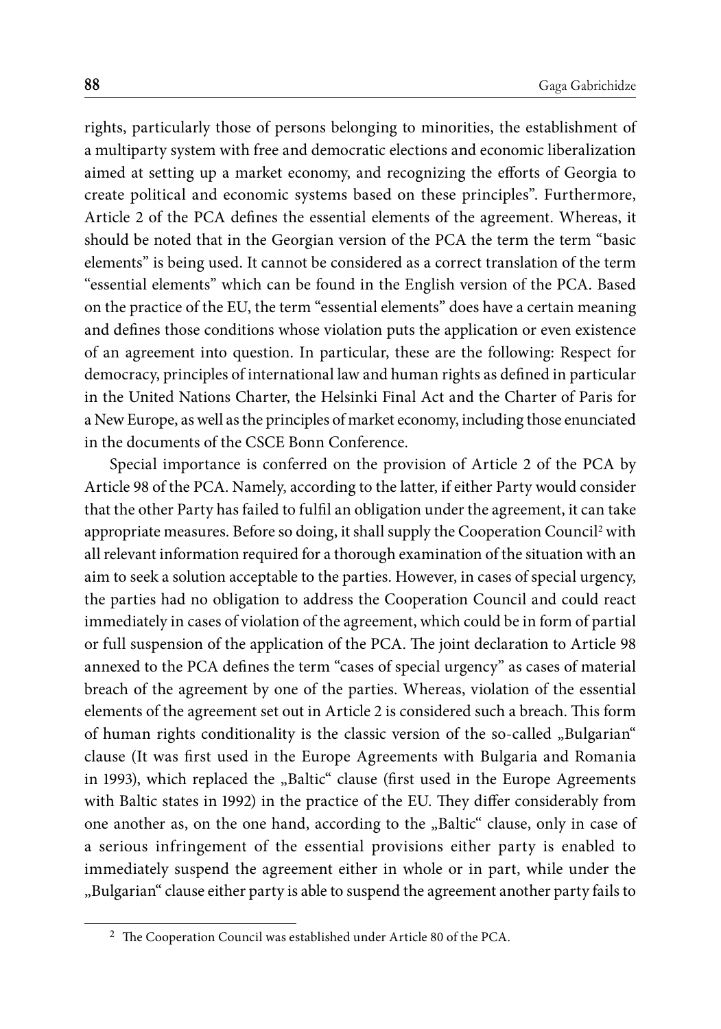rights, particularly those of persons belonging to minorities, the establishment of a multiparty system with free and democratic elections and economic liberalization aimed at setting up a market economy, and recognizing the efforts of Georgia to create political and economic systems based on these principles". Furthermore, Article 2 of the PCA defines the essential elements of the agreement. Whereas, it should be noted that in the Georgian version of the PCA the term the term "basic elements" is being used. It cannot be considered as a correct translation of the term "essential elements" which can be found in the English version of the PCA. Based on the practice of the EU, the term "essential elements" does have a certain meaning and defines those conditions whose violation puts the application or even existence of an agreement into question. In particular, these are the following: Respect for democracy, principles of international law and human rights as defined in particular in the United Nations Charter, the Helsinki Final Act and the Charter of Paris for a New Europe, as well as the principles of market economy, including those enunciated in the documents of the CSCE Bonn Conference.

Special importance is conferred on the provision of Article 2 of the PCA by Article 98 of the PCA. Namely, according to the latter, if either Party would consider that the other Party has failed to fulfil an obligation under the agreement, it can take appropriate measures. Before so doing, it shall supply the Cooperation Council[2] with all relevant information required for a thorough examination of the situation with an aim to seek a solution acceptable to the parties. However, in cases of special urgency, the parties had no obligation to address the Cooperation Council and could react immediately in cases of violation of the agreement, which could be in form of partial or full suspension of the application of the PCA. The joint declaration to Article 98 annexed to the PCA defines the term "cases of special urgency" as cases of material breach of the agreement by one of the parties. Whereas, violation of the essential elements of the agreement set out in Article 2 is considered such a breach. This form of human rights conditionality is the classic version of the so-called „Bulgarian" clause (It was first used in the Europe Agreements with Bulgaria and Romania in 1993), which replaced the „Baltic" clause (first used in the Europe Agreements with Baltic states in 1992) in the practice of the EU. They differ considerably from one another as, on the one hand, according to the „Baltic" clause, only in case of a serious infringement of the essential provisions either party is enabled to immediately suspend the agreement either in whole or in part, while under the „Bulgarian" clause either party is able to suspend the agreement another party fails to

[2] The Cooperation Council was established under Article 80 of the PCA.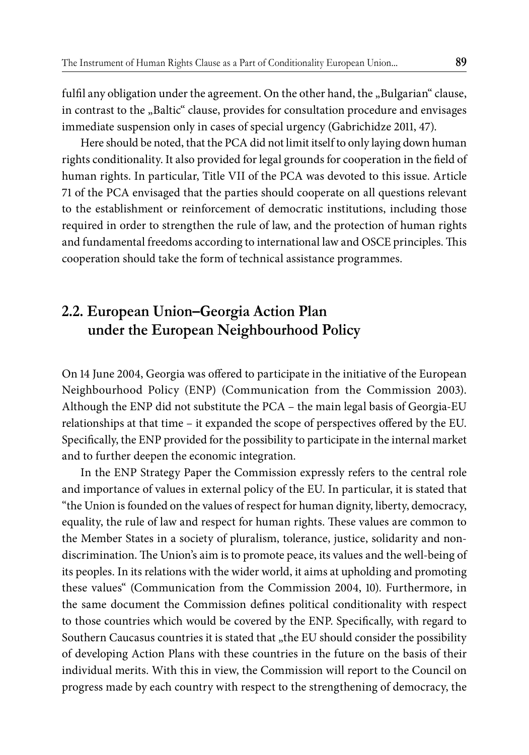fulfil any obligation under the agreement. On the other hand, the „Bulgarian" clause, in contrast to the „Baltic" clause, provides for consultation procedure and envisages immediate suspension only in cases of special urgency (Gabrichidze 2011, 47).

Here should be noted, that the PCA did not limit itself to only laying down human rights conditionality. It also provided for legal grounds for cooperation in the field of human rights. In particular, Title VII of the PCA was devoted to this issue. Article 71 of the PCA envisaged that the parties should cooperate on all questions relevant to the establishment or reinforcement of democratic institutions, including those required in order to strengthen the rule of law, and the protection of human rights and fundamental freedoms according to international law and OSCE principles. This cooperation should take the form of technical assistance programmes.

## 2.2. European Union–Georgia Action Plan under the European Neighbourhood Policy

On 14 June 2004, Georgia was offered to participate in the initiative of the European Neighbourhood Policy (ENP) (Communication from the Commission 2003). Although the ENP did not substitute the PCA – the main legal basis of Georgia-EU relationships at that time – it expanded the scope of perspectives offered by the EU. Specifically, the ENP provided for the possibility to participate in the internal market and to further deepen the economic integration.

In the ENP Strategy Paper the Commission expressly refers to the central role and importance of values in external policy of the EU. In particular, it is stated that "the Union is founded on the values of respect for human dignity, liberty, democracy, equality, the rule of law and respect for human rights. These values are common to the Member States in a society of pluralism, tolerance, justice, solidarity and non-discrimination. The Union's aim is to promote peace, its values and the well-being of its peoples. In its relations with the wider world, it aims at upholding and promoting these values" (Communication from the Commission 2004, 10). Furthermore, in the same document the Commission defines political conditionality with respect to those countries which would be covered by the ENP. Specifically, with regard to Southern Caucasus countries it is stated that „the EU should consider the possibility of developing Action Plans with these countries in the future on the basis of their individual merits. With this in view, the Commission will report to the Council on progress made by each country with respect to the strengthening of democracy, the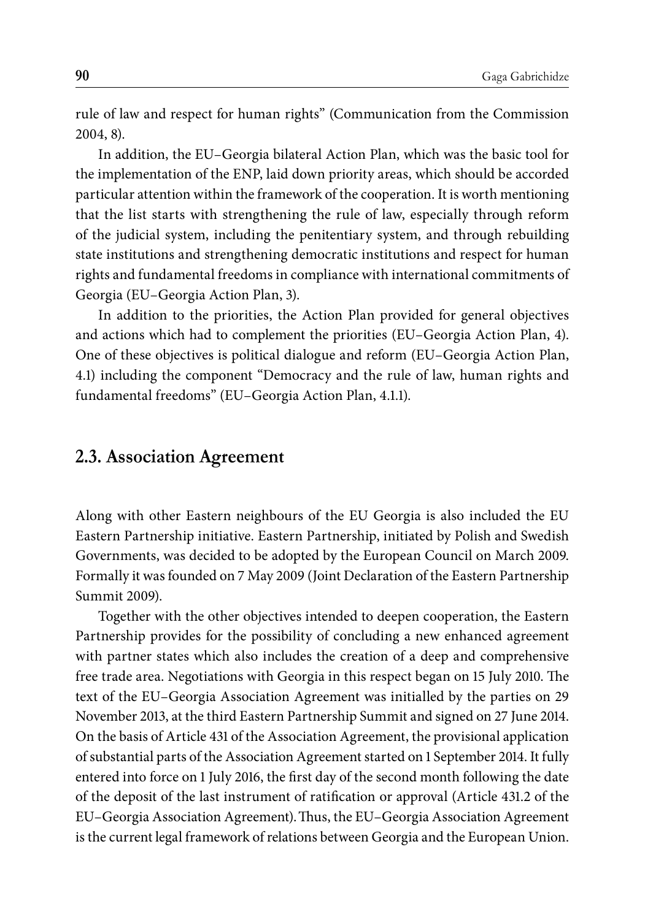rule of law and respect for human rights" (Communication from the Commission 2004, 8).

In addition, the EU–Georgia bilateral Action Plan, which was the basic tool for the implementation of the ENP, laid down priority areas, which should be accorded particular attention within the framework of the cooperation. It is worth mentioning that the list starts with strengthening the rule of law, especially through reform of the judicial system, including the penitentiary system, and through rebuilding state institutions and strengthening democratic institutions and respect for human rights and fundamental freedoms in compliance with international commitments of Georgia (EU–Georgia Action Plan, 3).

In addition to the priorities, the Action Plan provided for general objectives and actions which had to complement the priorities (EU–Georgia Action Plan, 4). One of these objectives is political dialogue and reform (EU–Georgia Action Plan, 4.1) including the component "Democracy and the rule of law, human rights and fundamental freedoms" (EU–Georgia Action Plan, 4.1.1).

## 2.3. Association Agreement

Along with other Eastern neighbours of the EU Georgia is also included the EU Eastern Partnership initiative. Eastern Partnership, initiated by Polish and Swedish Governments, was decided to be adopted by the European Council on March 2009. Formally it was founded on 7 May 2009 (Joint Declaration of the Eastern Partnership Summit 2009).

Together with the other objectives intended to deepen cooperation, the Eastern Partnership provides for the possibility of concluding a new enhanced agreement with partner states which also includes the creation of a deep and comprehensive free trade area. Negotiations with Georgia in this respect began on 15 July 2010. The text of the EU–Georgia Association Agreement was initialled by the parties on 29 November 2013, at the third Eastern Partnership Summit and signed on 27 June 2014. On the basis of Article 431 of the Association Agreement, the provisional application of substantial parts of the Association Agreement started on 1 September 2014. It fully entered into force on 1 July 2016, the first day of the second month following the date of the deposit of the last instrument of ratification or approval (Article 431.2 of the EU–Georgia Association Agreement). Thus, the EU–Georgia Association Agreement is the current legal framework of relations between Georgia and the European Union.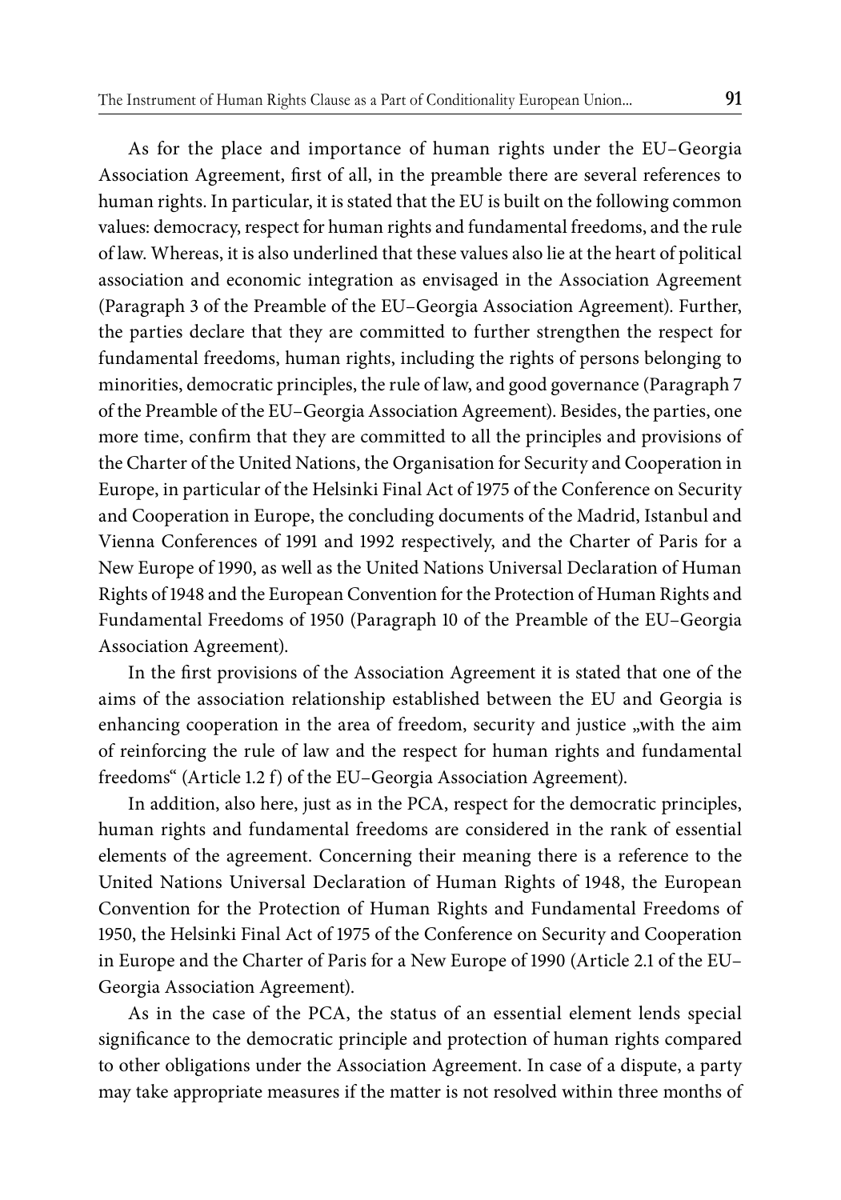As for the place and importance of human rights under the EU–Georgia Association Agreement, first of all, in the preamble there are several references to human rights. In particular, it is stated that the EU is built on the following common values: democracy, respect for human rights and fundamental freedoms, and the rule of law. Whereas, it is also underlined that these values also lie at the heart of political association and economic integration as envisaged in the Association Agreement (Paragraph 3 of the Preamble of the EU–Georgia Association Agreement). Further, the parties declare that they are committed to further strengthen the respect for fundamental freedoms, human rights, including the rights of persons belonging to minorities, democratic principles, the rule of law, and good governance (Paragraph 7 of the Preamble of the EU–Georgia Association Agreement). Besides, the parties, one more time, confirm that they are committed to all the principles and provisions of the Charter of the United Nations, the Organisation for Security and Cooperation in Europe, in particular of the Helsinki Final Act of 1975 of the Conference on Security and Cooperation in Europe, the concluding documents of the Madrid, Istanbul and Vienna Conferences of 1991 and 1992 respectively, and the Charter of Paris for a New Europe of 1990, as well as the United Nations Universal Declaration of Human Rights of 1948 and the European Convention for the Protection of Human Rights and Fundamental Freedoms of 1950 (Paragraph 10 of the Preamble of the EU–Georgia Association Agreement).

In the first provisions of the Association Agreement it is stated that one of the aims of the association relationship established between the EU and Georgia is enhancing cooperation in the area of freedom, security and justice „with the aim of reinforcing the rule of law and the respect for human rights and fundamental freedoms" (Article 1.2 f) of the EU–Georgia Association Agreement).

In addition, also here, just as in the PCA, respect for the democratic principles, human rights and fundamental freedoms are considered in the rank of essential elements of the agreement. Concerning their meaning there is a reference to the United Nations Universal Declaration of Human Rights of 1948, the European Convention for the Protection of Human Rights and Fundamental Freedoms of 1950, the Helsinki Final Act of 1975 of the Conference on Security and Cooperation in Europe and the Charter of Paris for a New Europe of 1990 (Article 2.1 of the EU–Georgia Association Agreement).

As in the case of the PCA, the status of an essential element lends special significance to the democratic principle and protection of human rights compared to other obligations under the Association Agreement. In case of a dispute, a party may take appropriate measures if the matter is not resolved within three months of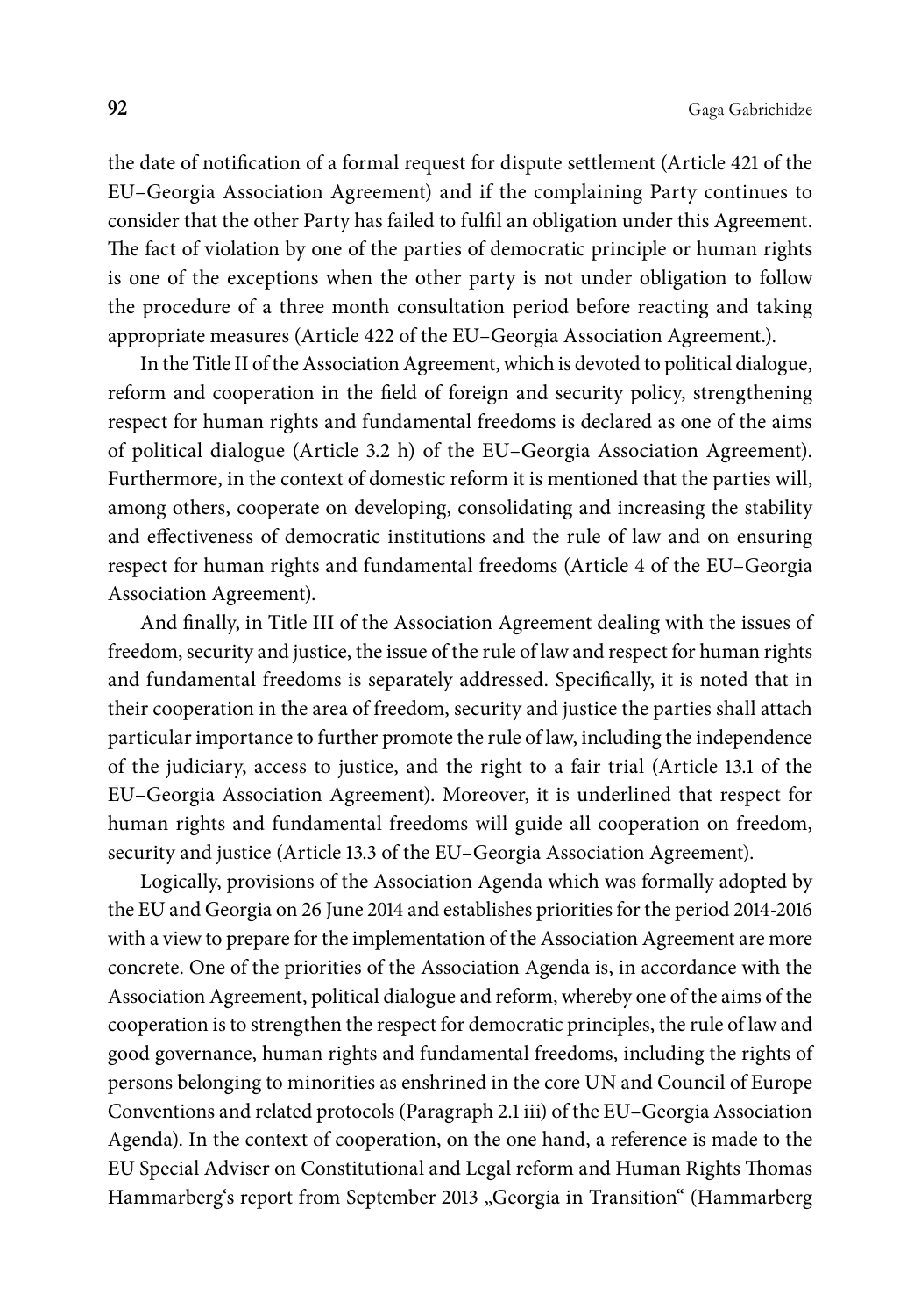the date of notification of a formal request for dispute settlement (Article 421 of the EU–Georgia Association Agreement) and if the complaining Party continues to consider that the other Party has failed to fulfil an obligation under this Agreement. The fact of violation by one of the parties of democratic principle or human rights is one of the exceptions when the other party is not under obligation to follow the procedure of a three month consultation period before reacting and taking appropriate measures (Article 422 of the EU–Georgia Association Agreement.).

In the Title II of the Association Agreement, which is devoted to political dialogue, reform and cooperation in the field of foreign and security policy, strengthening respect for human rights and fundamental freedoms is declared as one of the aims of political dialogue (Article 3.2 h) of the EU–Georgia Association Agreement). Furthermore, in the context of domestic reform it is mentioned that the parties will, among others, cooperate on developing, consolidating and increasing the stability and effectiveness of democratic institutions and the rule of law and on ensuring respect for human rights and fundamental freedoms (Article 4 of the EU–Georgia Association Agreement).

And finally, in Title III of the Association Agreement dealing with the issues of freedom, security and justice, the issue of the rule of law and respect for human rights and fundamental freedoms is separately addressed. Specifically, it is noted that in their cooperation in the area of freedom, security and justice the parties shall attach particular importance to further promote the rule of law, including the independence of the judiciary, access to justice, and the right to a fair trial (Article 13.1 of the EU–Georgia Association Agreement). Moreover, it is underlined that respect for human rights and fundamental freedoms will guide all cooperation on freedom, security and justice (Article 13.3 of the EU–Georgia Association Agreement).

Logically, provisions of the Association Agenda which was formally adopted by the EU and Georgia on 26 June 2014 and establishes priorities for the period 2014-2016 with a view to prepare for the implementation of the Association Agreement are more concrete. One of the priorities of the Association Agenda is, in accordance with the Association Agreement, political dialogue and reform, whereby one of the aims of the cooperation is to strengthen the respect for democratic principles, the rule of law and good governance, human rights and fundamental freedoms, including the rights of persons belonging to minorities as enshrined in the core UN and Council of Europe Conventions and related protocols (Paragraph 2.1 iii) of the EU–Georgia Association Agenda). In the context of cooperation, on the one hand, a reference is made to the EU Special Adviser on Constitutional and Legal reform and Human Rights Thomas Hammarberg's report from September 2013 „Georgia in Transition" (Hammarberg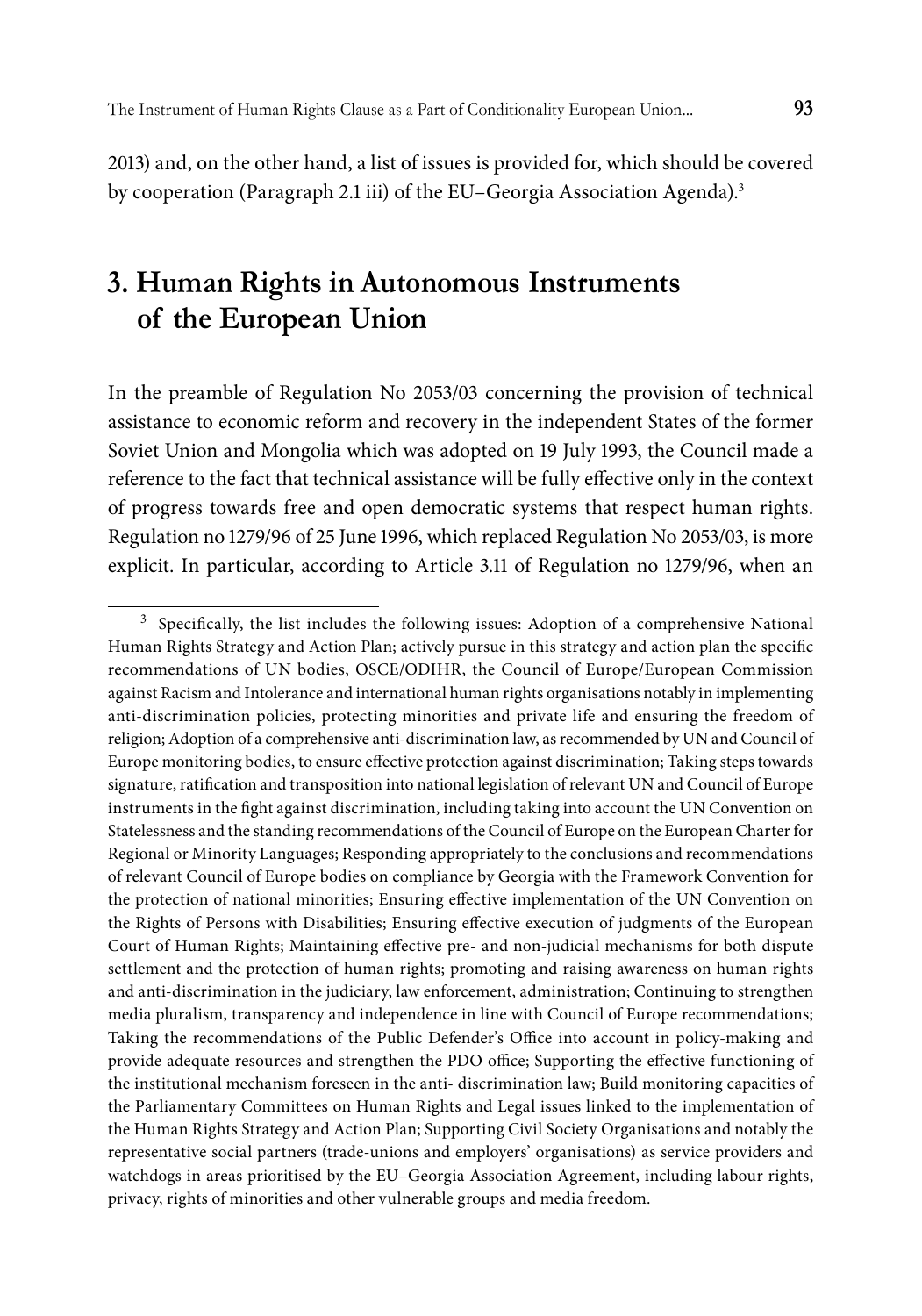2013) and, on the other hand, a list of issues is provided for, which should be covered by cooperation (Paragraph 2.1 iii) of the EU–Georgia Association Agenda).[3]

## 3. Human Rights in Autonomous Instruments of the European Union

In the preamble of Regulation No 2053/03 concerning the provision of technical assistance to economic reform and recovery in the independent States of the former Soviet Union and Mongolia which was adopted on 19 July 1993, the Council made a reference to the fact that technical assistance will be fully effective only in the context of progress towards free and open democratic systems that respect human rights. Regulation no 1279/96 of 25 June 1996, which replaced Regulation No 2053/03, is more explicit. In particular, according to Article 3.11 of Regulation no 1279/96, when an

---

[3] Specifically, the list includes the following issues: Adoption of a comprehensive National Human Rights Strategy and Action Plan; actively pursue in this strategy and action plan the specific recommendations of UN bodies, OSCE/ODIHR, the Council of Europe/European Commission against Racism and Intolerance and international human rights organisations notably in implementing anti-discrimination policies, protecting minorities and private life and ensuring the freedom of religion; Adoption of a comprehensive anti-discrimination law, as recommended by UN and Council of Europe monitoring bodies, to ensure effective protection against discrimination; Taking steps towards signature, ratification and transposition into national legislation of relevant UN and Council of Europe instruments in the fight against discrimination, including taking into account the UN Convention on Statelessness and the standing recommendations of the Council of Europe on the European Charter for Regional or Minority Languages; Responding appropriately to the conclusions and recommendations of relevant Council of Europe bodies on compliance by Georgia with the Framework Convention for the protection of national minorities; Ensuring effective implementation of the UN Convention on the Rights of Persons with Disabilities; Ensuring effective execution of judgments of the European Court of Human Rights; Maintaining effective pre- and non-judicial mechanisms for both dispute settlement and the protection of human rights; promoting and raising awareness on human rights and anti-discrimination in the judiciary, law enforcement, administration; Continuing to strengthen media pluralism, transparency and independence in line with Council of Europe recommendations; Taking the recommendations of the Public Defender's Office into account in policy-making and provide adequate resources and strengthen the PDO office; Supporting the effective functioning of the institutional mechanism foreseen in the anti- discrimination law; Build monitoring capacities of the Parliamentary Committees on Human Rights and Legal issues linked to the implementation of the Human Rights Strategy and Action Plan; Supporting Civil Society Organisations and notably the representative social partners (trade-unions and employers' organisations) as service providers and watchdogs in areas prioritised by the EU–Georgia Association Agreement, including labour rights, privacy, rights of minorities and other vulnerable groups and media freedom.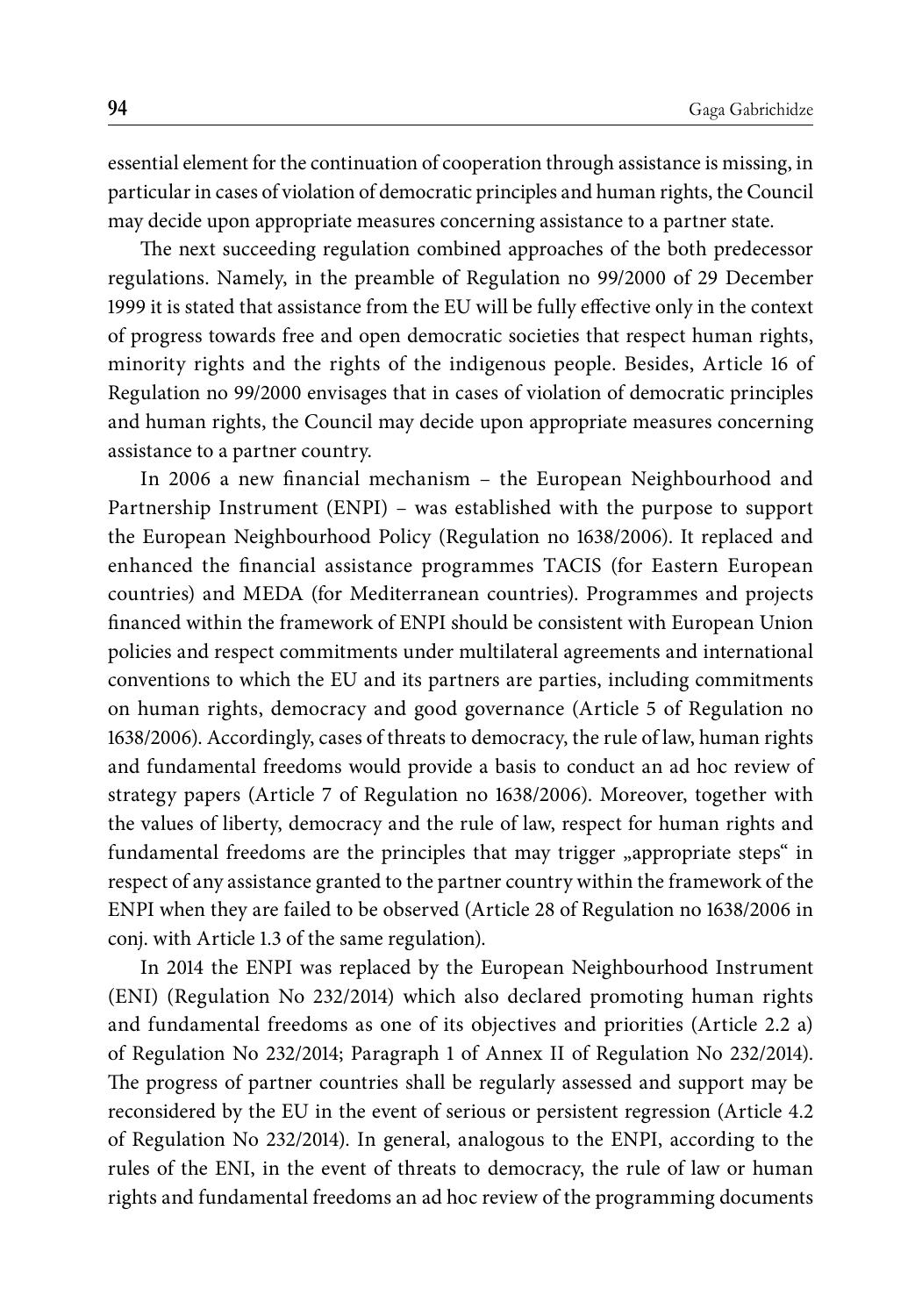essential element for the continuation of cooperation through assistance is missing, in particular in cases of violation of democratic principles and human rights, the Council may decide upon appropriate measures concerning assistance to a partner state.

The next succeeding regulation combined approaches of the both predecessor regulations. Namely, in the preamble of Regulation no 99/2000 of 29 December 1999 it is stated that assistance from the EU will be fully effective only in the context of progress towards free and open democratic societies that respect human rights, minority rights and the rights of the indigenous people. Besides, Article 16 of Regulation no 99/2000 envisages that in cases of violation of democratic principles and human rights, the Council may decide upon appropriate measures concerning assistance to a partner country.

In 2006 a new financial mechanism – the European Neighbourhood and Partnership Instrument (ENPI) – was established with the purpose to support the European Neighbourhood Policy (Regulation no 1638/2006). It replaced and enhanced the financial assistance programmes TACIS (for Eastern European countries) and MEDA (for Mediterranean countries). Programmes and projects financed within the framework of ENPI should be consistent with European Union policies and respect commitments under multilateral agreements and international conventions to which the EU and its partners are parties, including commitments on human rights, democracy and good governance (Article 5 of Regulation no 1638/2006). Accordingly, cases of threats to democracy, the rule of law, human rights and fundamental freedoms would provide a basis to conduct an ad hoc review of strategy papers (Article 7 of Regulation no 1638/2006). Moreover, together with the values of liberty, democracy and the rule of law, respect for human rights and fundamental freedoms are the principles that may trigger „appropriate steps" in respect of any assistance granted to the partner country within the framework of the ENPI when they are failed to be observed (Article 28 of Regulation no 1638/2006 in conj. with Article 1.3 of the same regulation).

In 2014 the ENPI was replaced by the European Neighbourhood Instrument (ENI) (Regulation No 232/2014) which also declared promoting human rights and fundamental freedoms as one of its objectives and priorities (Article 2.2 a) of Regulation No 232/2014; Paragraph 1 of Annex II of Regulation No 232/2014). The progress of partner countries shall be regularly assessed and support may be reconsidered by the EU in the event of serious or persistent regression (Article 4.2 of Regulation No 232/2014). In general, analogous to the ENPI, according to the rules of the ENI, in the event of threats to democracy, the rule of law or human rights and fundamental freedoms an ad hoc review of the programming documents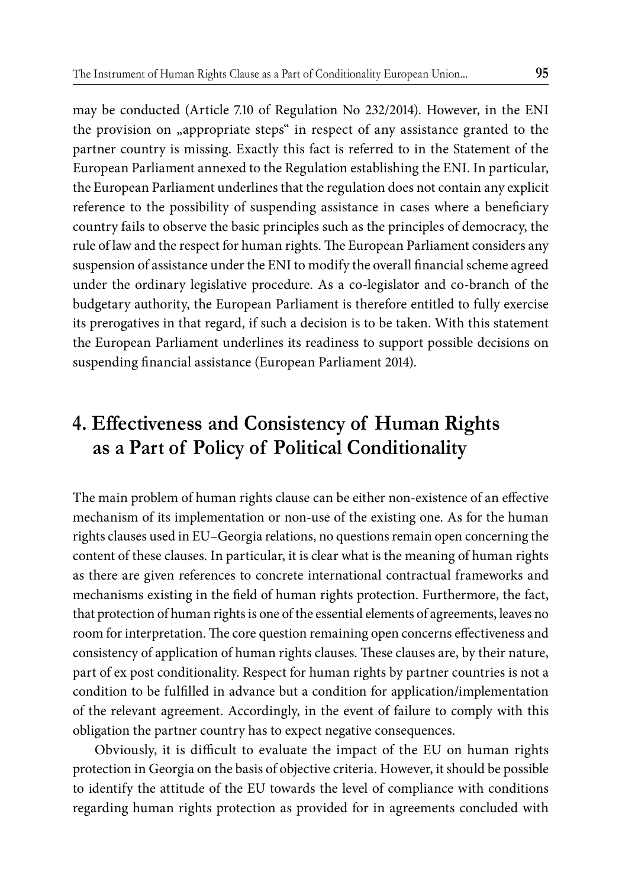may be conducted (Article 7.10 of Regulation No 232/2014). However, in the ENI the provision on „appropriate steps" in respect of any assistance granted to the partner country is missing. Exactly this fact is referred to in the Statement of the European Parliament annexed to the Regulation establishing the ENI. In particular, the European Parliament underlines that the regulation does not contain any explicit reference to the possibility of suspending assistance in cases where a beneficiary country fails to observe the basic principles such as the principles of democracy, the rule of law and the respect for human rights. The European Parliament considers any suspension of assistance under the ENI to modify the overall financial scheme agreed under the ordinary legislative procedure. As a co-legislator and co-branch of the budgetary authority, the European Parliament is therefore entitled to fully exercise its prerogatives in that regard, if such a decision is to be taken. With this statement the European Parliament underlines its readiness to support possible decisions on suspending financial assistance (European Parliament 2014).

## 4. Effectiveness and Consistency of Human Rights as a Part of Policy of Political Conditionality

The main problem of human rights clause can be either non-existence of an effective mechanism of its implementation or non-use of the existing one. As for the human rights clauses used in EU–Georgia relations, no questions remain open concerning the content of these clauses. In particular, it is clear what is the meaning of human rights as there are given references to concrete international contractual frameworks and mechanisms existing in the field of human rights protection. Furthermore, the fact, that protection of human rights is one of the essential elements of agreements, leaves no room for interpretation. The core question remaining open concerns effectiveness and consistency of application of human rights clauses. These clauses are, by their nature, part of ex post conditionality. Respect for human rights by partner countries is not a condition to be fulfilled in advance but a condition for application/implementation of the relevant agreement. Accordingly, in the event of failure to comply with this obligation the partner country has to expect negative consequences.

Obviously, it is difficult to evaluate the impact of the EU on human rights protection in Georgia on the basis of objective criteria. However, it should be possible to identify the attitude of the EU towards the level of compliance with conditions regarding human rights protection as provided for in agreements concluded with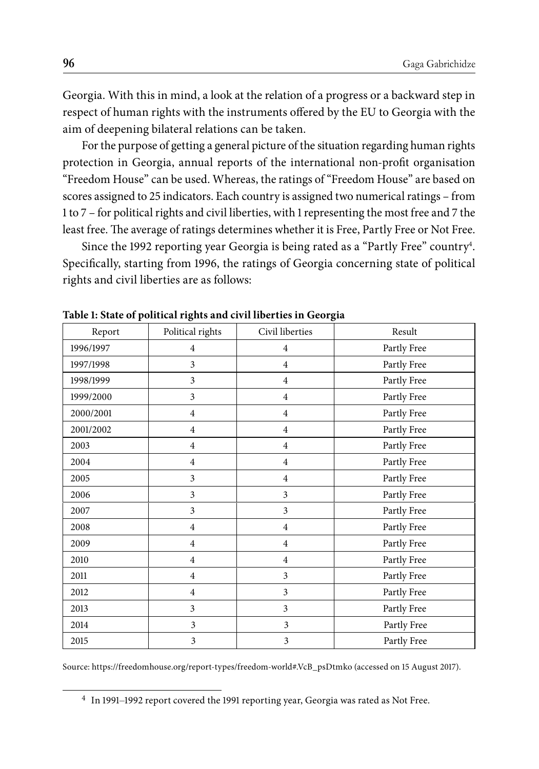Georgia. With this in mind, a look at the relation of a progress or a backward step in respect of human rights with the instruments offered by the EU to Georgia with the aim of deepening bilateral relations can be taken.

For the purpose of getting a general picture of the situation regarding human rights protection in Georgia, annual reports of the international non-profit organisation "Freedom House" can be used. Whereas, the ratings of "Freedom House" are based on scores assigned to 25 indicators. Each country is assigned two numerical ratings – from 1 to 7 – for political rights and civil liberties, with 1 representing the most free and 7 the least free. The average of ratings determines whether it is Free, Partly Free or Not Free.

Since the 1992 reporting year Georgia is being rated as a "Partly Free" country[4]. Specifically, starting from 1996, the ratings of Georgia concerning state of political rights and civil liberties are as follows:

**Table 1: State of political rights and civil liberties in Georgia**

| Report | Political rights | Civil liberties | Result |
|---|---|---|---|
| 1996/1997 | 4 | 4 | Partly Free |
| 1997/1998 | 3 | 4 | Partly Free |
| 1998/1999 | 3 | 4 | Partly Free |
| 1999/2000 | 3 | 4 | Partly Free |
| 2000/2001 | 4 | 4 | Partly Free |
| 2001/2002 | 4 | 4 | Partly Free |
| 2003 | 4 | 4 | Partly Free |
| 2004 | 4 | 4 | Partly Free |
| 2005 | 3 | 4 | Partly Free |
| 2006 | 3 | 3 | Partly Free |
| 2007 | 3 | 3 | Partly Free |
| 2008 | 4 | 4 | Partly Free |
| 2009 | 4 | 4 | Partly Free |
| 2010 | 4 | 4 | Partly Free |
| 2011 | 4 | 3 | Partly Free |
| 2012 | 4 | 3 | Partly Free |
| 2013 | 3 | 3 | Partly Free |
| 2014 | 3 | 3 | Partly Free |
| 2015 | 3 | 3 | Partly Free |

Source: https://freedomhouse.org/report-types/freedom-world#.VcB_psDtmko (accessed on 15 August 2017).

[4] In 1991–1992 report covered the 1991 reporting year, Georgia was rated as Not Free.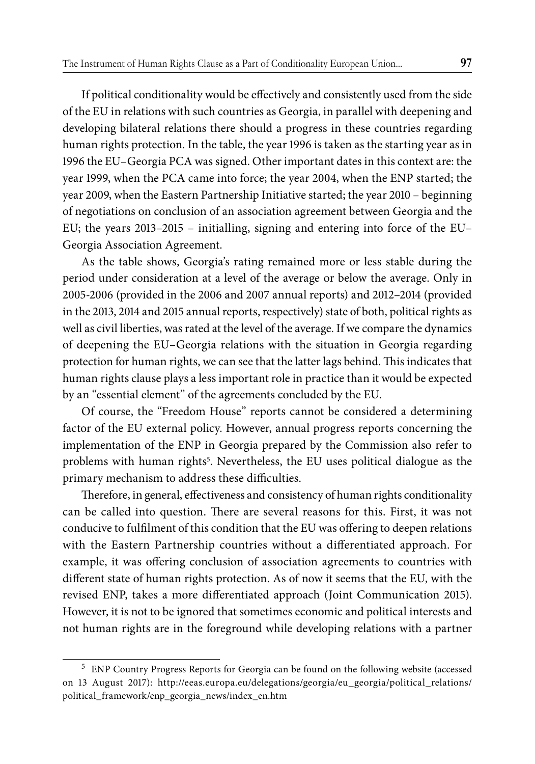If political conditionality would be effectively and consistently used from the side of the EU in relations with such countries as Georgia, in parallel with deepening and developing bilateral relations there should a progress in these countries regarding human rights protection. In the table, the year 1996 is taken as the starting year as in 1996 the EU–Georgia PCA was signed. Other important dates in this context are: the year 1999, when the PCA came into force; the year 2004, when the ENP started; the year 2009, when the Eastern Partnership Initiative started; the year 2010 – beginning of negotiations on conclusion of an association agreement between Georgia and the EU; the years 2013–2015 – initialling, signing and entering into force of the EU–Georgia Association Agreement.

As the table shows, Georgia's rating remained more or less stable during the period under consideration at a level of the average or below the average. Only in 2005-2006 (provided in the 2006 and 2007 annual reports) and 2012–2014 (provided in the 2013, 2014 and 2015 annual reports, respectively) state of both, political rights as well as civil liberties, was rated at the level of the average. If we compare the dynamics of deepening the EU–Georgia relations with the situation in Georgia regarding protection for human rights, we can see that the latter lags behind. This indicates that human rights clause plays a less important role in practice than it would be expected by an "essential element" of the agreements concluded by the EU.

Of course, the "Freedom House" reports cannot be considered a determining factor of the EU external policy. However, annual progress reports concerning the implementation of the ENP in Georgia prepared by the Commission also refer to problems with human rights[5]. Nevertheless, the EU uses political dialogue as the primary mechanism to address these difficulties.

Therefore, in general, effectiveness and consistency of human rights conditionality can be called into question. There are several reasons for this. First, it was not conducive to fulfilment of this condition that the EU was offering to deepen relations with the Eastern Partnership countries without a differentiated approach. For example, it was offering conclusion of association agreements to countries with different state of human rights protection. As of now it seems that the EU, with the revised ENP, takes a more differentiated approach (Joint Communication 2015). However, it is not to be ignored that sometimes economic and political interests and not human rights are in the foreground while developing relations with a partner

[5] ENP Country Progress Reports for Georgia can be found on the following website (accessed on 13 August 2017): http://eeas.europa.eu/delegations/georgia/eu_georgia/political_relations/political_framework/enp_georgia_news/index_en.htm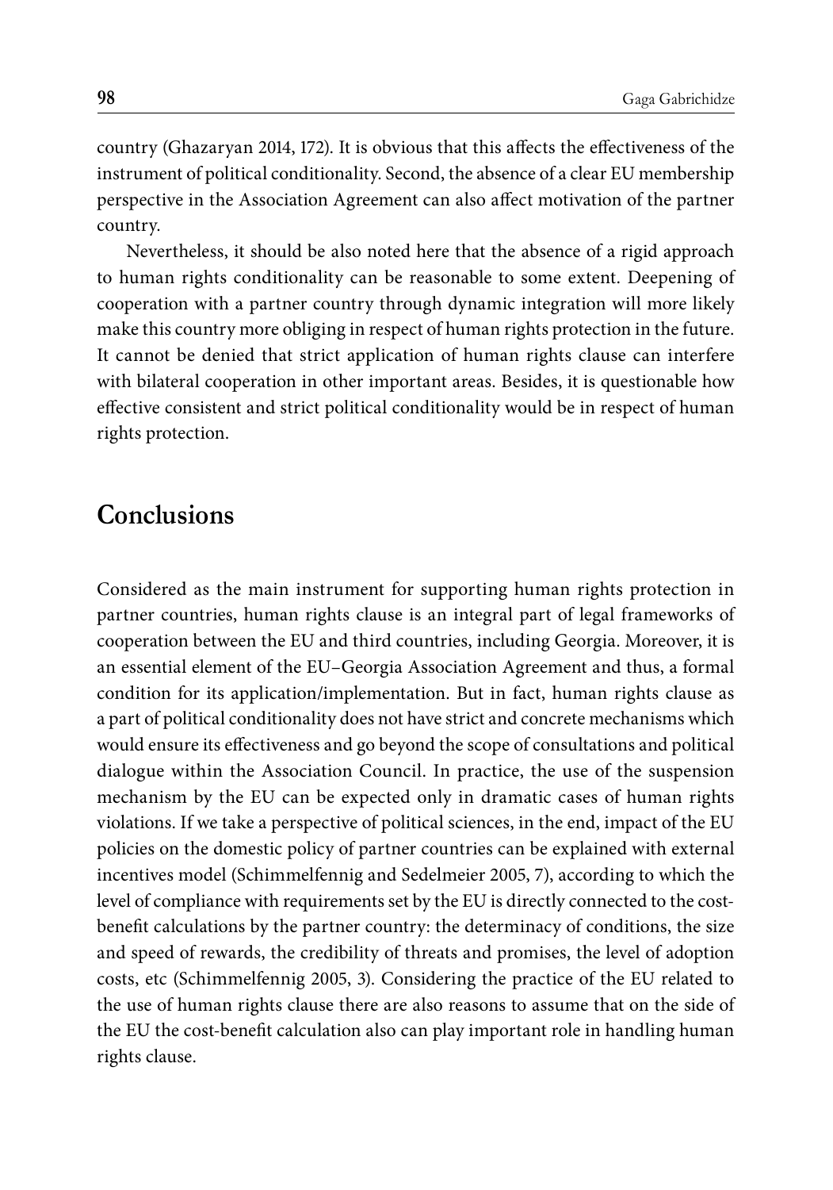country (Ghazaryan 2014, 172). It is obvious that this affects the effectiveness of the instrument of political conditionality. Second, the absence of a clear EU membership perspective in the Association Agreement can also affect motivation of the partner country.

Nevertheless, it should be also noted here that the absence of a rigid approach to human rights conditionality can be reasonable to some extent. Deepening of cooperation with a partner country through dynamic integration will more likely make this country more obliging in respect of human rights protection in the future. It cannot be denied that strict application of human rights clause can interfere with bilateral cooperation in other important areas. Besides, it is questionable how effective consistent and strict political conditionality would be in respect of human rights protection.

## Conclusions

Considered as the main instrument for supporting human rights protection in partner countries, human rights clause is an integral part of legal frameworks of cooperation between the EU and third countries, including Georgia. Moreover, it is an essential element of the EU–Georgia Association Agreement and thus, a formal condition for its application/implementation. But in fact, human rights clause as a part of political conditionality does not have strict and concrete mechanisms which would ensure its effectiveness and go beyond the scope of consultations and political dialogue within the Association Council. In practice, the use of the suspension mechanism by the EU can be expected only in dramatic cases of human rights violations. If we take a perspective of political sciences, in the end, impact of the EU policies on the domestic policy of partner countries can be explained with external incentives model (Schimmelfennig and Sedelmeier 2005, 7), according to which the level of compliance with requirements set by the EU is directly connected to the cost-benefit calculations by the partner country: the determinacy of conditions, the size and speed of rewards, the credibility of threats and promises, the level of adoption costs, etc (Schimmelfennig 2005, 3). Considering the practice of the EU related to the use of human rights clause there are also reasons to assume that on the side of the EU the cost-benefit calculation also can play important role in handling human rights clause.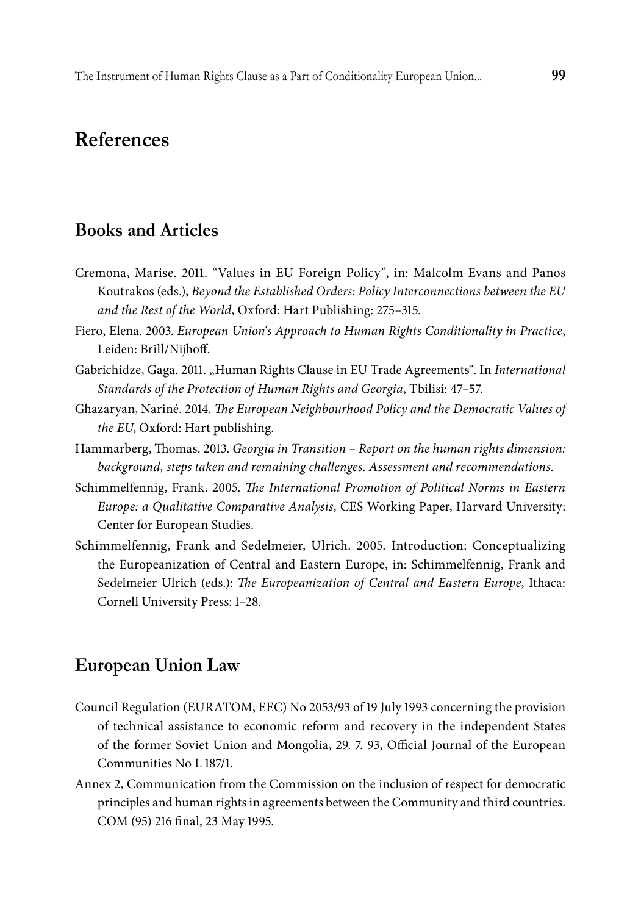# References

## Books and Articles

Cremona, Marise. 2011. "Values in EU Foreign Policy", in: Malcolm Evans and Panos Koutrakos (eds.), *Beyond the Established Orders: Policy Interconnections between the EU and the Rest of the World*, Oxford: Hart Publishing: 275–315.

Fiero, Elena. 2003. *European Union's Approach to Human Rights Conditionality in Practice*, Leiden: Brill/Nijhoff.

Gabrichidze, Gaga. 2011. „Human Rights Clause in EU Trade Agreements". In *International Standards of the Protection of Human Rights and Georgia*, Tbilisi: 47–57.

Ghazaryan, Nariné. 2014. *The European Neighbourhood Policy and the Democratic Values of the EU*, Oxford: Hart publishing.

Hammarberg, Thomas. 2013. *Georgia in Transition – Report on the human rights dimension: background, steps taken and remaining challenges. Assessment and recommendations.*

Schimmelfennig, Frank. 2005. *The International Promotion of Political Norms in Eastern Europe: a Qualitative Comparative Analysis*, CES Working Paper, Harvard University: Center for European Studies.

Schimmelfennig, Frank and Sedelmeier, Ulrich. 2005. Introduction: Conceptualizing the Europeanization of Central and Eastern Europe, in: Schimmelfennig, Frank and Sedelmeier Ulrich (eds.): *The Europeanization of Central and Eastern Europe*, Ithaca: Cornell University Press: 1–28.

## European Union Law

Council Regulation (EURATOM, EEC) No 2053/93 of 19 July 1993 concerning the provision of technical assistance to economic reform and recovery in the independent States of the former Soviet Union and Mongolia, 29. 7. 93, Official Journal of the European Communities No L 187/1.

Annex 2, Communication from the Commission on the inclusion of respect for democratic principles and human rights in agreements between the Community and third countries. COM (95) 216 final, 23 May 1995.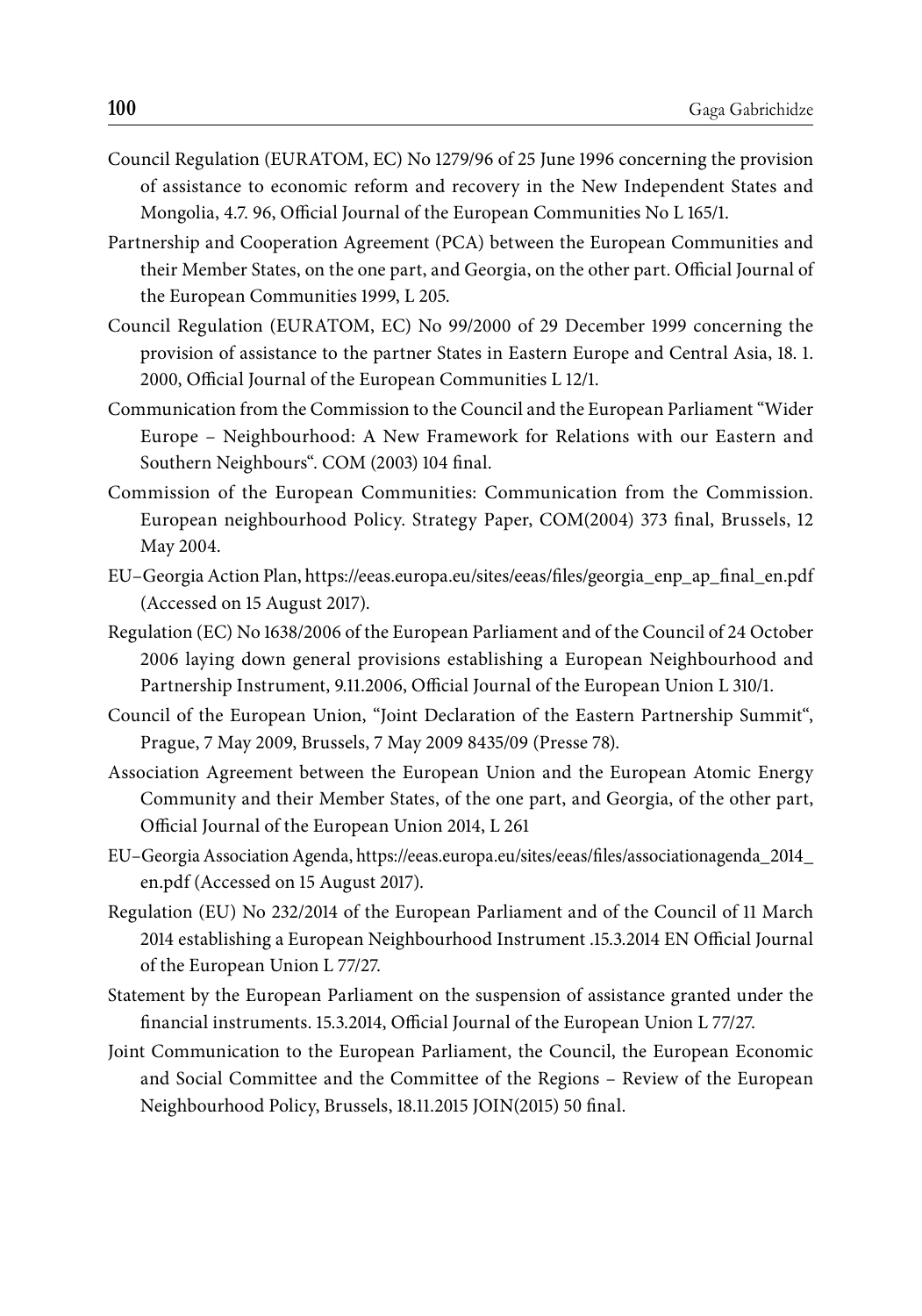Council Regulation (EURATOM, EC) No 1279/96 of 25 June 1996 concerning the provision of assistance to economic reform and recovery in the New Independent States and Mongolia, 4.7. 96, Official Journal of the European Communities No L 165/1.

Partnership and Cooperation Agreement (PCA) between the European Communities and their Member States, on the one part, and Georgia, on the other part. Official Journal of the European Communities 1999, L 205.

Council Regulation (EURATOM, EC) No 99/2000 of 29 December 1999 concerning the provision of assistance to the partner States in Eastern Europe and Central Asia, 18. 1. 2000, Official Journal of the European Communities L 12/1.

Communication from the Commission to the Council and the European Parliament "Wider Europe – Neighbourhood: A New Framework for Relations with our Eastern and Southern Neighbours". COM (2003) 104 final.

Commission of the European Communities: Communication from the Commission. European neighbourhood Policy. Strategy Paper, COM(2004) 373 final, Brussels, 12 May 2004.

EU–Georgia Action Plan, https://eeas.europa.eu/sites/eeas/files/georgia_enp_ap_final_en.pdf (Accessed on 15 August 2017).

Regulation (EC) No 1638/2006 of the European Parliament and of the Council of 24 October 2006 laying down general provisions establishing a European Neighbourhood and Partnership Instrument, 9.11.2006, Official Journal of the European Union L 310/1.

Council of the European Union, "Joint Declaration of the Eastern Partnership Summit", Prague, 7 May 2009, Brussels, 7 May 2009 8435/09 (Presse 78).

Association Agreement between the European Union and the European Atomic Energy Community and their Member States, of the one part, and Georgia, of the other part, Official Journal of the European Union 2014, L 261

EU–Georgia Association Agenda, https://eeas.europa.eu/sites/eeas/files/associationagenda_2014_en.pdf (Accessed on 15 August 2017).

Regulation (EU) No 232/2014 of the European Parliament and of the Council of 11 March 2014 establishing a European Neighbourhood Instrument .15.3.2014 EN Official Journal of the European Union L 77/27.

Statement by the European Parliament on the suspension of assistance granted under the financial instruments. 15.3.2014, Official Journal of the European Union L 77/27.

Joint Communication to the European Parliament, the Council, the European Economic and Social Committee and the Committee of the Regions – Review of the European Neighbourhood Policy, Brussels, 18.11.2015 JOIN(2015) 50 final.